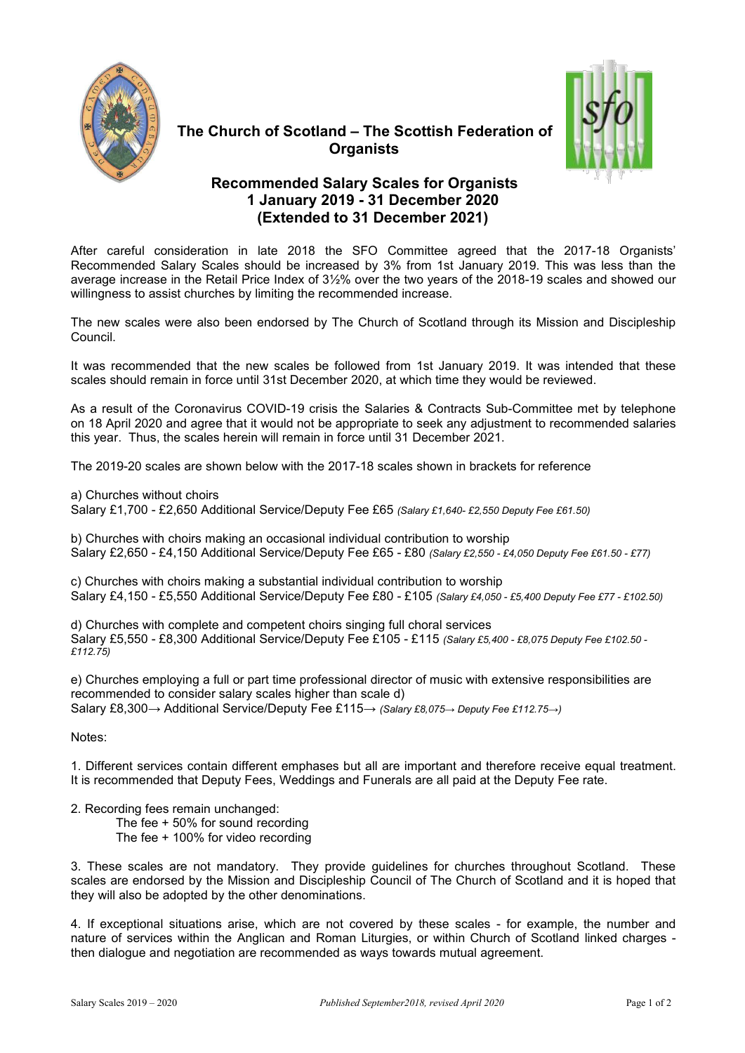# The Church of Scotland – The Scottish Federation of Organists

## Recommended Salary Scales for Organists
## 1 January 2019 - 31 December 2020
## (Extended to 31 December 2021)

After careful consideration in late 2018 the SFO Committee agreed that the 2017-18 Organists' Recommended Salary Scales should be increased by 3% from 1st January 2019. This was less than the average increase in the Retail Price Index of 3½% over the two years of the 2018-19 scales and showed our willingness to assist churches by limiting the recommended increase.

The new scales were also been endorsed by The Church of Scotland through its Mission and Discipleship Council.

It was recommended that the new scales be followed from 1st January 2019. It was intended that these scales should remain in force until 31st December 2020, at which time they would be reviewed.

As a result of the Coronavirus COVID-19 crisis the Salaries & Contracts Sub-Committee met by telephone on 18 April 2020 and agree that it would not be appropriate to seek any adjustment to recommended salaries this year. Thus, the scales herein will remain in force until 31 December 2021.

The 2019-20 scales are shown below with the 2017-18 scales shown in brackets for reference

a) Churches without choirs
Salary £1,700 - £2,650 Additional Service/Deputy Fee £65 *(Salary £1,640- £2,550 Deputy Fee £61.50)*

b) Churches with choirs making an occasional individual contribution to worship
Salary £2,650 - £4,150 Additional Service/Deputy Fee £65 - £80 *(Salary £2,550 - £4,050 Deputy Fee £61.50 - £77)*

c) Churches with choirs making a substantial individual contribution to worship
Salary £4,150 - £5,550 Additional Service/Deputy Fee £80 - £105 *(Salary £4,050 - £5,400 Deputy Fee £77 - £102.50)*

d) Churches with complete and competent choirs singing full choral services
Salary £5,550 - £8,300 Additional Service/Deputy Fee £105 - £115 *(Salary £5,400 - £8,075 Deputy Fee £102.50 - £112.75)*

e) Churches employing a full or part time professional director of music with extensive responsibilities are recommended to consider salary scales higher than scale d)
Salary £8,300→ Additional Service/Deputy Fee £115→ *(Salary £8,075→ Deputy Fee £112.75→)*

Notes:

1. Different services contain different emphases but all are important and therefore receive equal treatment. It is recommended that Deputy Fees, Weddings and Funerals are all paid at the Deputy Fee rate.

2. Recording fees remain unchanged:
   The fee + 50% for sound recording
   The fee + 100% for video recording

3. These scales are not mandatory. They provide guidelines for churches throughout Scotland. These scales are endorsed by the Mission and Discipleship Council of The Church of Scotland and it is hoped that they will also be adopted by the other denominations.

4. If exceptional situations arise, which are not covered by these scales - for example, the number and nature of services within the Anglican and Roman Liturgies, or within Church of Scotland linked charges - then dialogue and negotiation are recommended as ways towards mutual agreement.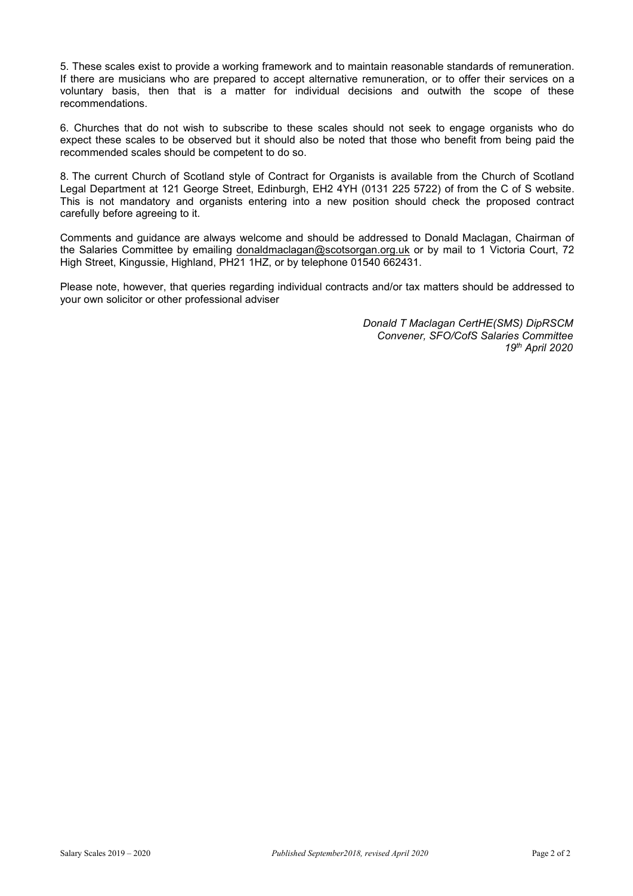5. These scales exist to provide a working framework and to maintain reasonable standards of remuneration. If there are musicians who are prepared to accept alternative remuneration, or to offer their services on a voluntary basis, then that is a matter for individual decisions and outwith the scope of these recommendations.

6. Churches that do not wish to subscribe to these scales should not seek to engage organists who do expect these scales to be observed but it should also be noted that those who benefit from being paid the recommended scales should be competent to do so.

8. The current Church of Scotland style of Contract for Organists is available from the Church of Scotland Legal Department at 121 George Street, Edinburgh, EH2 4YH (0131 225 5722) of from the C of S website. This is not mandatory and organists entering into a new position should check the proposed contract carefully before agreeing to it.

Comments and guidance are always welcome and should be addressed to Donald Maclagan, Chairman of the Salaries Committee by emailing donaldmaclagan@scotsorgan.org.uk or by mail to 1 Victoria Court, 72 High Street, Kingussie, Highland, PH21 1HZ, or by telephone 01540 662431.

Please note, however, that queries regarding individual contracts and/or tax matters should be addressed to your own solicitor or other professional adviser

*Donald T Maclagan CertHE(SMS) DipRSCM*
*Convener, SFO/CofS Salaries Committee*
*19th April 2020*